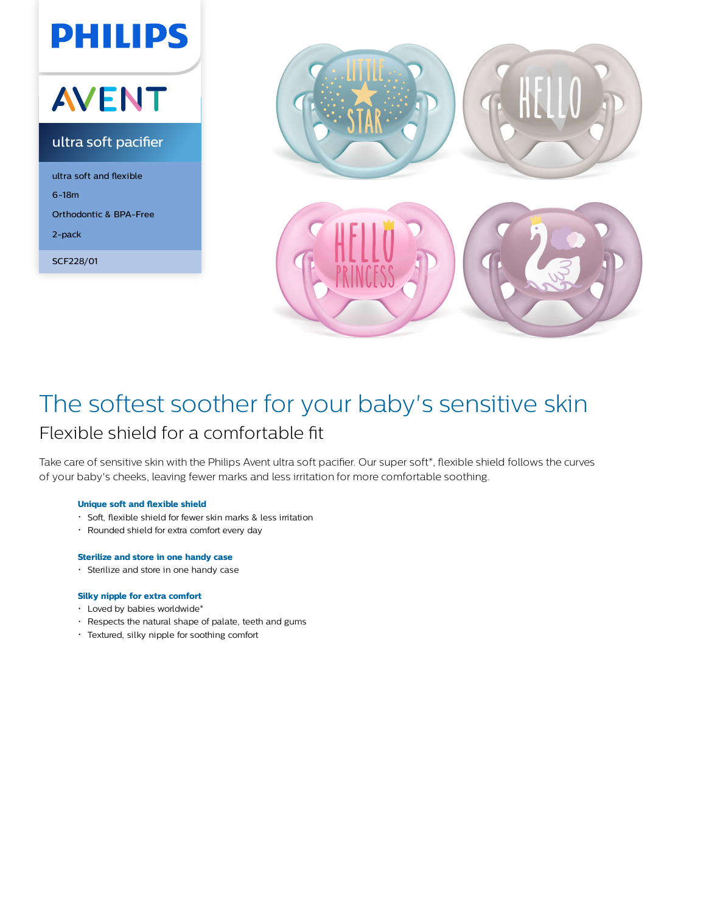PHILIPS

AVENT

ultra soft pacifier

ultra soft and flexible

6-18m

Orthodontic & BPA-Free

2-pack

SCF228/01

# The softest soother for your baby's sensitive skin

## Flexible shield for a comfortable fit

Take care of sensitive skin with the Philips Avent ultra soft pacifier. Our super soft*, flexible shield follows the curves of your baby's cheeks, leaving fewer marks and less irritation for more comfortable soothing.

**Unique soft and flexible shield**

- Soft, flexible shield for fewer skin marks & less irritation
- Rounded shield for extra comfort every day

**Sterilize and store in one handy case**

- Sterilize and store in one handy case

**Silky nipple for extra comfort**

- Loved by babies worldwide*
- Respects the natural shape of palate, teeth and gums
- Textured, silky nipple for soothing comfort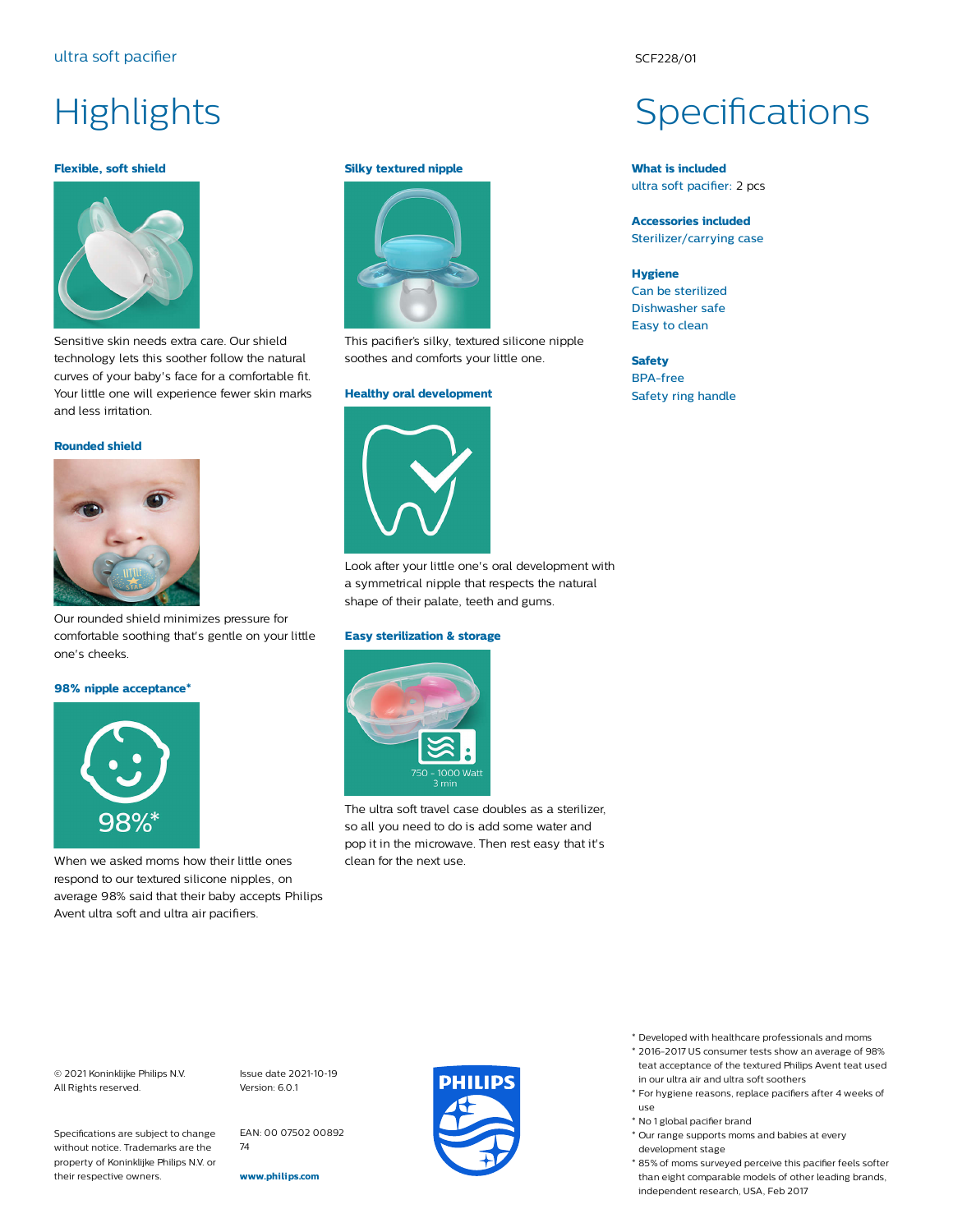ultra soft pacifier

SCF228/01

# Highlights

### Flexible, soft shield

Sensitive skin needs extra care. Our shield technology lets this soother follow the natural curves of your baby's face for a comfortable fit. Your little one will experience fewer skin marks and less irritation.

### Rounded shield

Our rounded shield minimizes pressure for comfortable soothing that's gentle on your little one's cheeks.

### 98% nipple acceptance*

98%*

When we asked moms how their little ones respond to our textured silicone nipples, on average 98% said that their baby accepts Philips Avent ultra soft and ultra air pacifiers.

### Silky textured nipple

This pacifier's silky, textured silicone nipple soothes and comforts your little one.

### Healthy oral development

Look after your little one's oral development with a symmetrical nipple that respects the natural shape of their palate, teeth and gums.

### Easy sterilization & storage

750 - 1000 Watt
3 min

The ultra soft travel case doubles as a sterilizer, so all you need to do is add some water and pop it in the microwave. Then rest easy that it's clean for the next use.

# Specifications

### What is included
ultra soft pacifier: 2 pcs

### Accessories included
Sterilizer/carrying case

### Hygiene
Can be sterilized
Dishwasher safe
Easy to clean

### Safety
BPA-free
Safety ring handle

---

* Developed with healthcare professionals and moms
* 2016-2017 US consumer tests show an average of 98% teat acceptance of the textured Philips Avent teat used in our ultra air and ultra soft soothers
* For hygiene reasons, replace pacifiers after 4 weeks of use
* No 1 global pacifier brand
* Our range supports moms and babies at every development stage
* 85% of moms surveyed perceive this pacifier feels softer than eight comparable models of other leading brands, independent research, USA, Feb 2017

© 2021 Koninklijke Philips N.V.
All Rights reserved.

Specifications are subject to change without notice. Trademarks are the property of Koninklijke Philips N.V. or their respective owners.

Issue date 2021-10-19
Version: 6.0.1

EAN: 00 07502 00892 74

www.philips.com